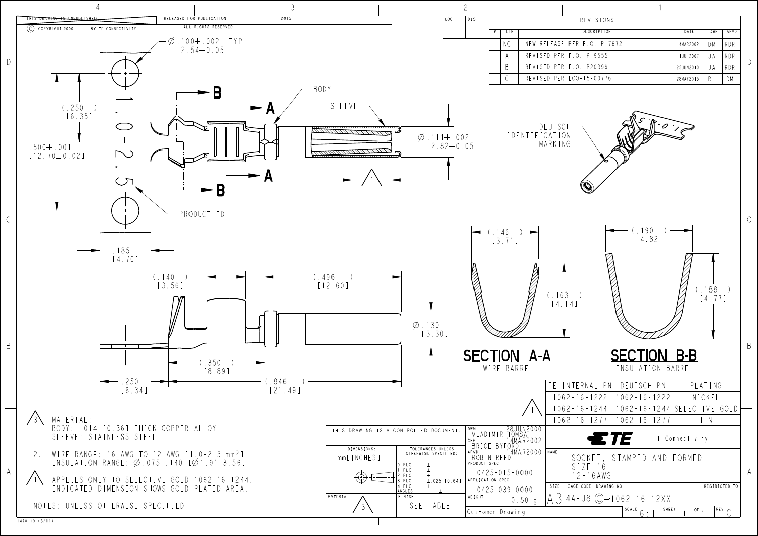THIS DRAWING IS UNPUBLISHED. RELEASED FOR PUBLICATION 2015

© COPYRIGHT 2000 BY TE CONNECTIVITY. ALL RIGHTS RESERVED.

## REVISIONS

| P | LTR | DESCRIPTION | DATE | DWN | APVD |
|---|---|---|---|---|---|
| | NC | NEW RELEASE PER E.O. P17672 | 14MAR2002 | DM | RDR |
| | A | REVISED PER E.O. P19555 | 11JUL2007 | JA | RDR |
| | B | REVISED PER E.O. P20396 | 25JUN2010 | JA | RDR |
| | C | REVISED PER ECO-15-007761 | 28MAY2015 | RL | DM |

Ø.100±.002 TYP [2.54±0.05]

(.250) [6.35]

.500±.001 [12.70±0.02]

.185 [4.70]

BODY

SLEEVE

Ø.111±.002 [2.82±0.05]

PRODUCT ID

1.0-2.5

DEUTSCH IDENTIFICATION MARKING

(.140) [3.56]

(.496) [12.60]

Ø.130 [3.30]

(.350) [8.89]

.250 [6.34]

(.846) [21.49]

(.146) [3.71]

(.163) [4.14]

(.190) [4.82]

(.188) [4.77]

**SECTION A-A**
WIRE BARREL

**SECTION B-B**
INSULATION BARREL

| TE INTERNAL PN | DEUTSCH PN | PLATING |
|---|---|---|
| 1062-16-1222 | 1062-16-1222 | NICKEL |
| 1062-16-1244 | 1062-16-1244 | SELECTIVE GOLD |
| 1062-16-1277 | 1062-16-1277 | TIN |

3. MATERIAL:
   BODY: .014 [0.36] THICK COPPER ALLOY
   SLEEVE: STAINLESS STEEL

2. WIRE RANGE: 16 AWG TO 12 AWG [1.0-2.5 mm²]
   INSULATION RANGE: Ø.075-.140 [Ø1.91-3.56]

1. APPLIES ONLY TO SELECTIVE GOLD 1062-16-1244. INDICATED DIMENSION SHOWS GOLD PLATED AREA.

NOTES: UNLESS OTHERWISE SPECIFIED

THIS DRAWING IS A CONTROLLED DOCUMENT.

DIMENSIONS: mm[INCHES]

TOLERANCES UNLESS OTHERWISE SPECIFIED: 0 PLC ± ; 1 PLC ± ; 2 PLC ± ; 3 PLC ±.025 [0.64] ; 4 PLC ± ; ANGLES ±

MATERIAL: 3

FINISH: SEE TABLE

DWN: VLADIMIR TOMSA 28JUN2000
CHK: BRICE BYFORD 14MAR2002
APVD: ROBIN REED 14MAR2000
PRODUCT SPEC: 0425-015-0000
APPLICATION SPEC: 0425-039-0000
WEIGHT: 0.50 g

TE Connectivity

NAME: SOCKET, STAMPED AND FORMED SIZE 16 12-16AWG

SIZE: A3 | CAGE CODE: 4AFU8 | DRAWING NO: C-1062-16-12XX | RESTRICTED TO: -

SCALE 6:1 | SHEET 1 OF 1 | REV C

Customer Drawing

1470-19 (3/11)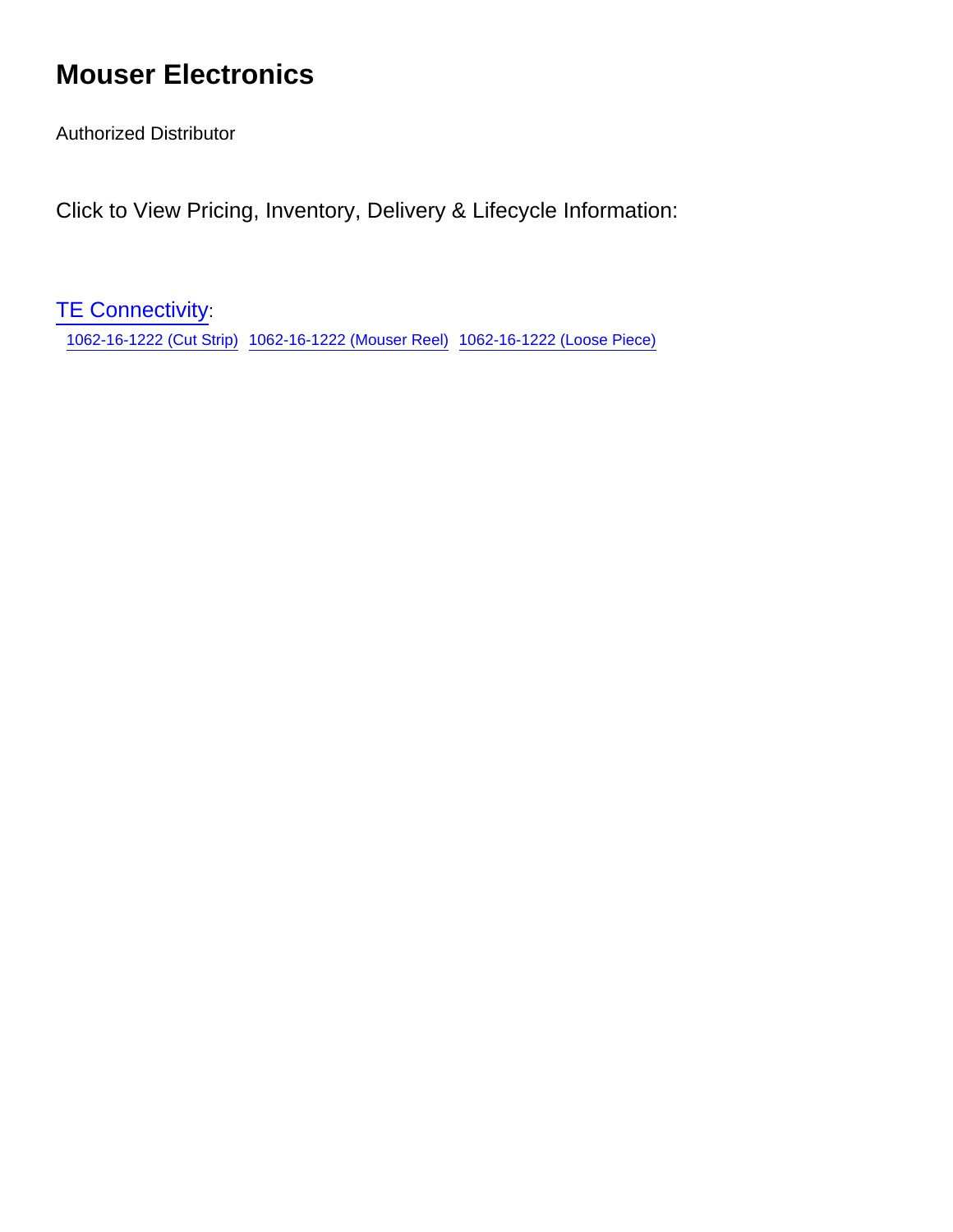# Mouser Electronics

Authorized Distributor

Click to View Pricing, Inventory, Delivery & Lifecycle Information:

TE Connectivity:

1062-16-1222 (Cut Strip) 1062-16-1222 (Mouser Reel) 1062-16-1222 (Loose Piece)